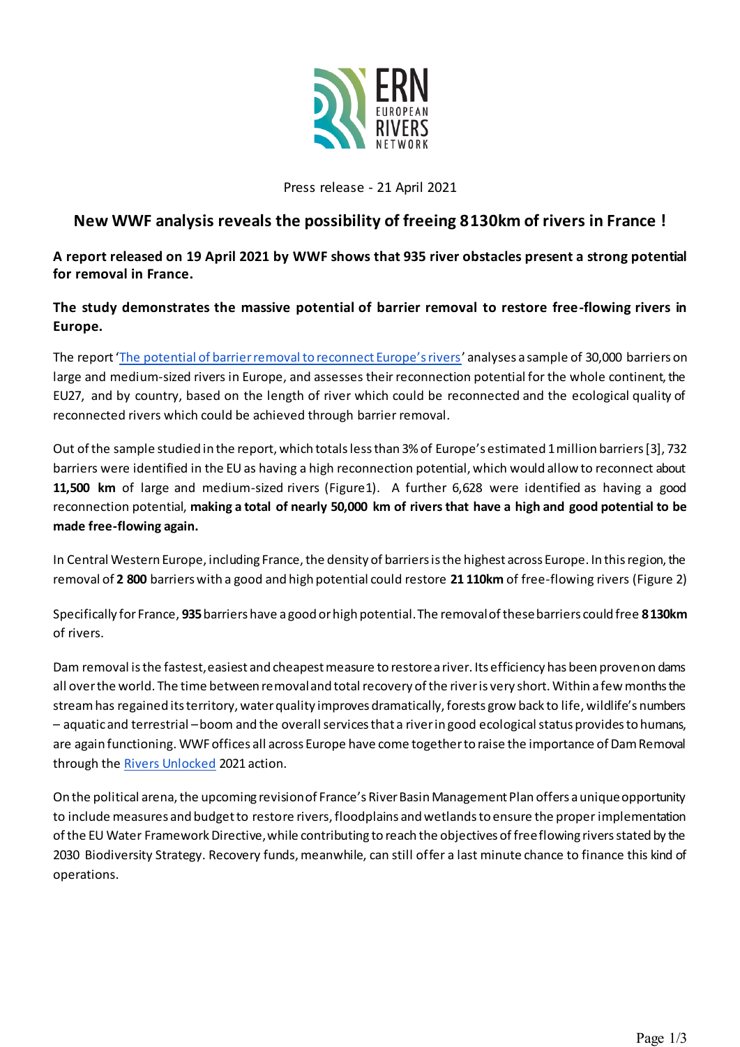Press release - 21 April 2021

# New WWF analysis reveals the possibility of freeing 8130km of rivers in France !

**A report released on 19 April 2021 by WWF shows that 935 river obstacles present a strong potential for removal in France.**

**The study demonstrates the massive potential of barrier removal to restore free-flowing rivers in Europe.**

The report '[The potential of barrier removal to reconnect Europe's rivers]' analyses a sample of 30,000 barriers on large and medium-sized rivers in Europe, and assesses their reconnection potential for the whole continent, the EU27, and by country, based on the length of river which could be reconnected and the ecological quality of reconnected rivers which could be achieved through barrier removal.

Out of the sample studied in the report, which totals less than 3% of Europe's estimated 1 million barriers [3], 732 barriers were identified in the EU as having a high reconnection potential, which would allow to reconnect about **11,500 km** of large and medium-sized rivers (Figure1). A further 6,628 were identified as having a good reconnection potential, **making a total of nearly 50,000 km of rivers that have a high and good potential to be made free-flowing again.**

In Central Western Europe, including France, the density of barriers is the highest across Europe. In this region, the removal of **2 800** barriers with a good and high potential could restore **21 110km** of free-flowing rivers (Figure 2)

Specifically for France, **935** barriers have a good or high potential. The removal of these barriers could free **8130km** of rivers.

Dam removal is the fastest, easiest and cheapest measure to restore a river. Its efficiency has been proven on dams all over the world. The time between removal and total recovery of the river is very short. Within a few months the stream has regained its territory, water quality improves dramatically, forests grow back to life, wildlife's numbers – aquatic and terrestrial – boom and the overall services that a river in good ecological status provides to humans, are again functioning. WWF offices all across Europe have come together to raise the importance of Dam Removal through the [Rivers Unlocked] 2021 action.

On the political arena, the upcoming revision of France's River Basin Management Plan offers a unique opportunity to include measures and budget to restore rivers, floodplains and wetlands to ensure the proper implementation of the EU Water Framework Directive, while contributing to reach the objectives of free flowing rivers stated by the 2030 Biodiversity Strategy. Recovery funds, meanwhile, can still offer a last minute chance to finance this kind of operations.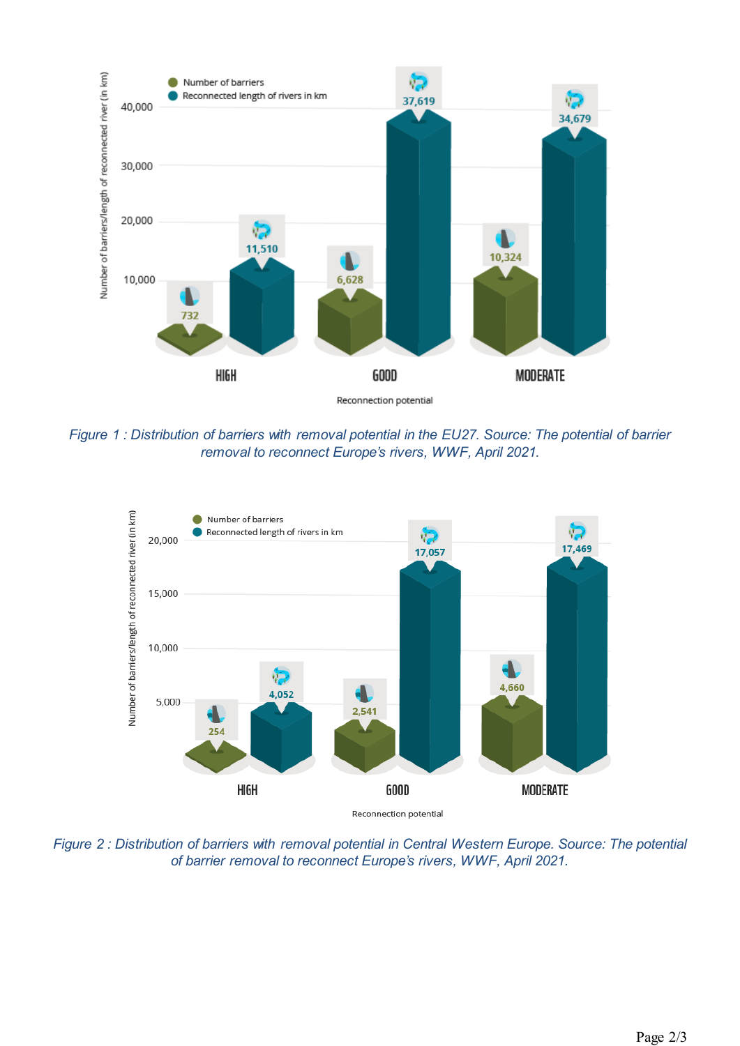*Figure 1 : Distribution of barriers with removal potential in the EU27. Source: The potential of barrier removal to reconnect Europe's rivers, WWF, April 2021.*

*Figure 2 : Distribution of barriers with removal potential in Central Western Europe. Source: The potential of barrier removal to reconnect Europe's rivers, WWF, April 2021.*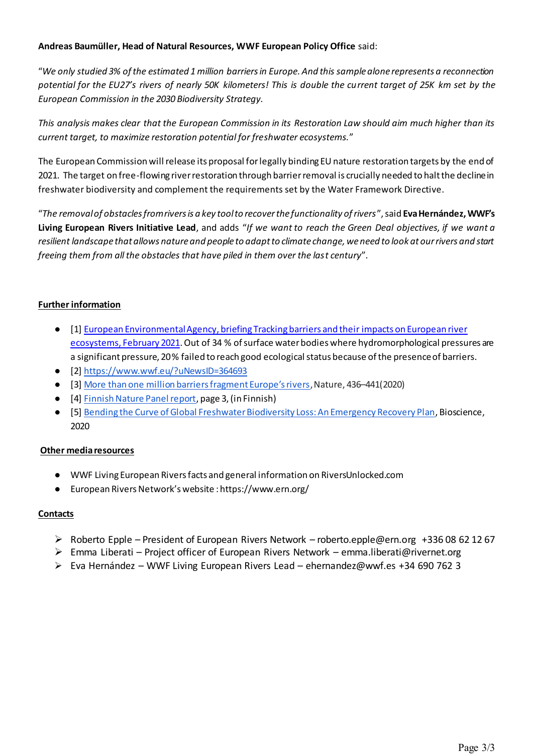**Andreas Baumüller, Head of Natural Resources, WWF European Policy Office** said:

"*We only studied 3% of the estimated 1 million barriers in Europe. And this sample alone represents a reconnection potential for the EU27's rivers of nearly 50K kilometers! This is double the current target of 25K km set by the European Commission in the 2030 Biodiversity Strategy.*

*This analysis makes clear that the European Commission in its Restoration Law should aim much higher than its current target, to maximize restoration potential for freshwater ecosystems.*"

The European Commission will release its proposal for legally binding EU nature restoration targets by the end of 2021. The target on free-flowing river restoration through barrier removal is crucially needed to halt the decline in freshwater biodiversity and complement the requirements set by the Water Framework Directive.

"*The removal of obstacles from rivers is a key tool to recover the functionality of rivers*", said **Eva Hernández, WWF's Living European Rivers Initiative Lead**, and adds "*If we want to reach the Green Deal objectives, if we want a resilient landscape that allows nature and people to adapt to climate change, we need to look at our rivers and start freeing them from all the obstacles that have piled in them over the last century*".

**Further information**

- [1] European Environmental Agency, briefing Tracking barriers and their impacts on European river ecosystems, February 2021. Out of 34 % of surface water bodies where hydromorphological pressures are a significant pressure, 20% failed to reach good ecological status because of the presence of barriers.
- [2] https://www.wwf.eu/?uNewsID=364693
- [3] More than one million barriers fragment Europe's rivers, Nature, 436–441(2020)
- [4] Finnish Nature Panel report, page 3, (in Finnish)
- [5] Bending the Curve of Global Freshwater Biodiversity Loss: An Emergency Recovery Plan, Bioscience, 2020

**Other media resources**

- WWF Living European Rivers facts and general information on RiversUnlocked.com
- European Rivers Network's website : https://www.ern.org/

**Contacts**

- Roberto Epple – President of European Rivers Network – roberto.epple@ern.org +336 08 62 12 67
- Emma Liberati – Project officer of European Rivers Network – emma.liberati@rivernet.org
- Eva Hernández – WWF Living European Rivers Lead – ehernandez@wwf.es +34 690 762 3